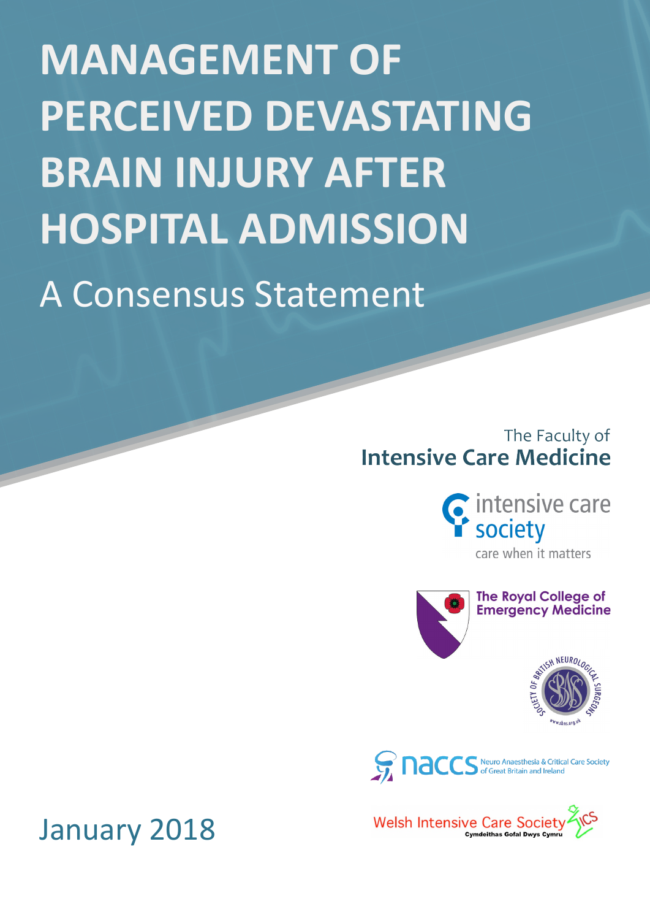# MANAGEMENT OF PERCEIVED DEVASTATING BRAIN INJURY AFTER HOSPITAL ADMISSION

## A Consensus Statement

The Faculty of Intensive Care Medicine

intensive care society

care when it matters

The Royal College of Emergency Medicine

Society of British Neurological Surgeons

naccs Neuro Anaesthesia & Critical Care Society of Great Britain and Ireland

Welsh Intensive Care Society
Cymdeithas Gofal Dwys Cymru

January 2018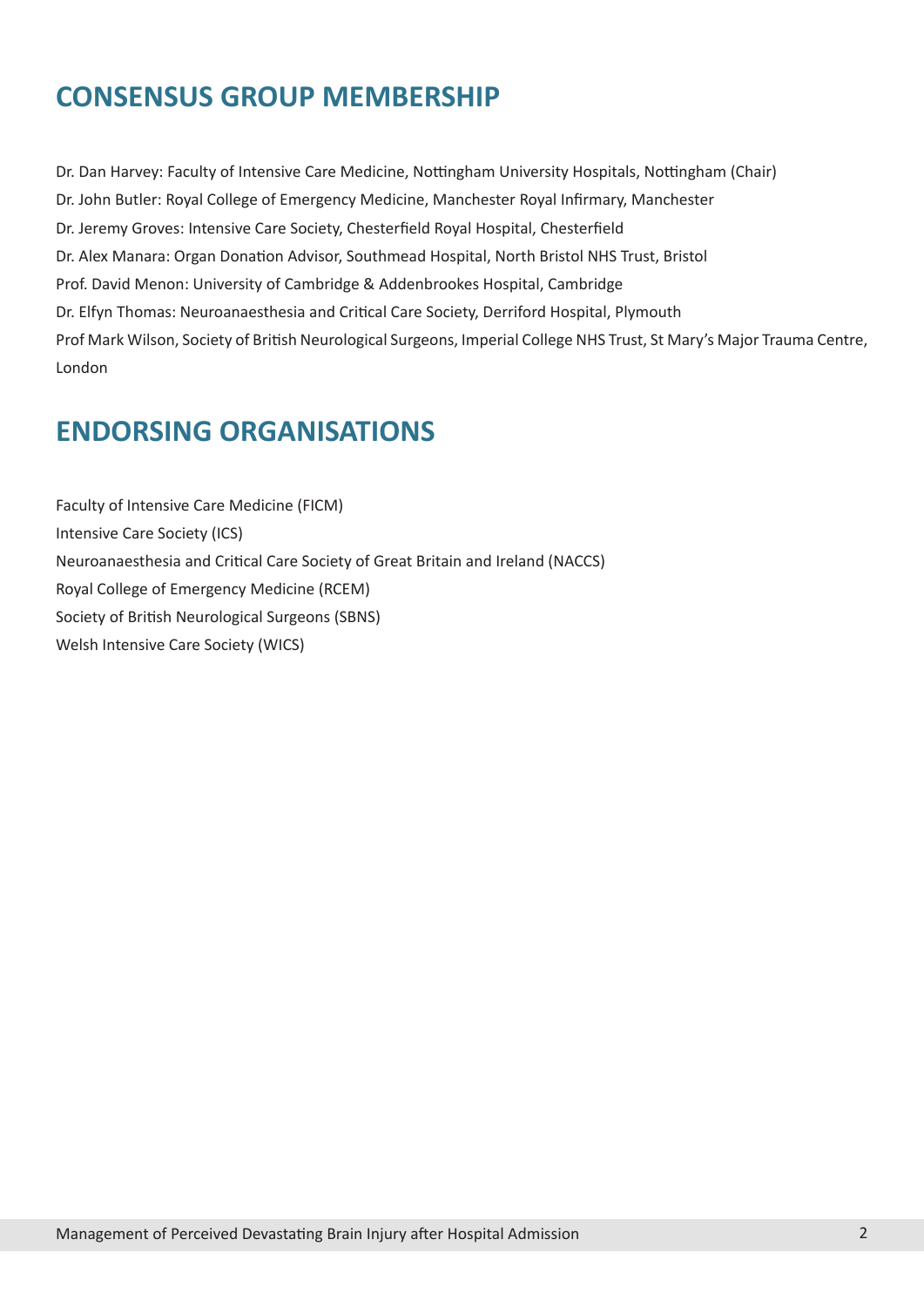## CONSENSUS GROUP MEMBERSHIP

Dr. Dan Harvey: Faculty of Intensive Care Medicine, Nottingham University Hospitals, Nottingham (Chair)

Dr. John Butler: Royal College of Emergency Medicine, Manchester Royal Infirmary, Manchester

Dr. Jeremy Groves: Intensive Care Society, Chesterfield Royal Hospital, Chesterfield

Dr. Alex Manara: Organ Donation Advisor, Southmead Hospital, North Bristol NHS Trust, Bristol

Prof. David Menon: University of Cambridge & Addenbrookes Hospital, Cambridge

Dr. Elfyn Thomas: Neuroanaesthesia and Critical Care Society, Derriford Hospital, Plymouth

Prof Mark Wilson, Society of British Neurological Surgeons, Imperial College NHS Trust, St Mary's Major Trauma Centre, London

## ENDORSING ORGANISATIONS

Faculty of Intensive Care Medicine (FICM)

Intensive Care Society (ICS)

Neuroanaesthesia and Critical Care Society of Great Britain and Ireland (NACCS)

Royal College of Emergency Medicine (RCEM)

Society of British Neurological Surgeons (SBNS)

Welsh Intensive Care Society (WICS)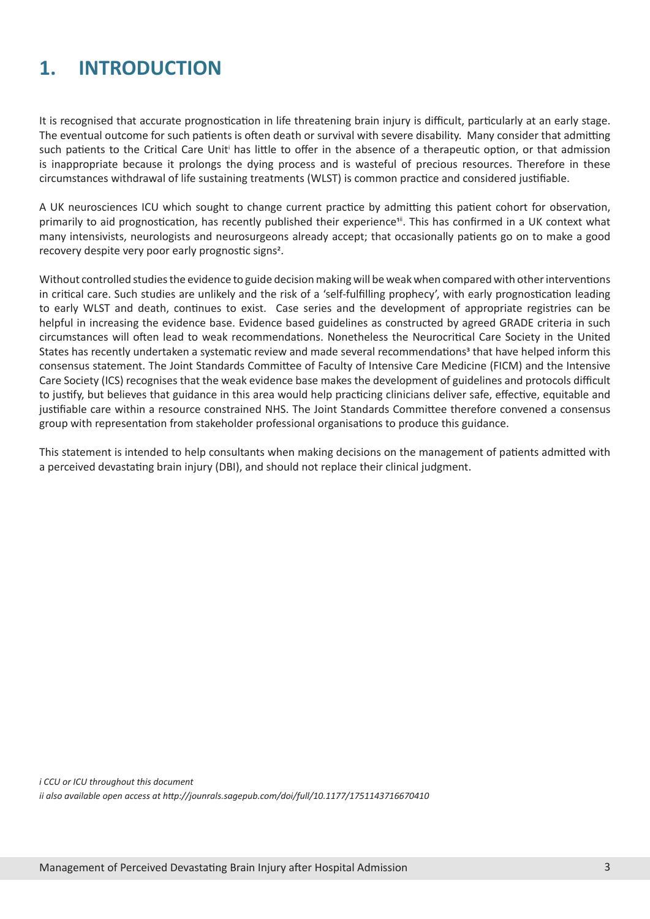# 1. INTRODUCTION

It is recognised that accurate prognostication in life threatening brain injury is difficult, particularly at an early stage. The eventual outcome for such patients is often death or survival with severe disability. Many consider that admitting such patients to the Critical Care Unit[i] has little to offer in the absence of a therapeutic option, or that admission is inappropriate because it prolongs the dying process and is wasteful of precious resources. Therefore in these circumstances withdrawal of life sustaining treatments (WLST) is common practice and considered justifiable.

A UK neurosciences ICU which sought to change current practice by admitting this patient cohort for observation, primarily to aid prognostication, has recently published their experience[1ii]. This has confirmed in a UK context what many intensivists, neurologists and neurosurgeons already accept; that occasionally patients go on to make a good recovery despite very poor early prognostic signs[2].

Without controlled studies the evidence to guide decision making will be weak when compared with other interventions in critical care. Such studies are unlikely and the risk of a 'self-fulfilling prophecy', with early prognostication leading to early WLST and death, continues to exist. Case series and the development of appropriate registries can be helpful in increasing the evidence base. Evidence based guidelines as constructed by agreed GRADE criteria in such circumstances will often lead to weak recommendations. Nonetheless the Neurocritical Care Society in the United States has recently undertaken a systematic review and made several recommendations[3] that have helped inform this consensus statement. The Joint Standards Committee of Faculty of Intensive Care Medicine (FICM) and the Intensive Care Society (ICS) recognises that the weak evidence base makes the development of guidelines and protocols difficult to justify, but believes that guidance in this area would help practicing clinicians deliver safe, effective, equitable and justifiable care within a resource constrained NHS. The Joint Standards Committee therefore convened a consensus group with representation from stakeholder professional organisations to produce this guidance.

This statement is intended to help consultants when making decisions on the management of patients admitted with a perceived devastating brain injury (DBI), and should not replace their clinical judgment.

*i CCU or ICU throughout this document*

*ii also available open access at http://jounrals.sagepub.com/doi/full/10.1177/1751143716670410*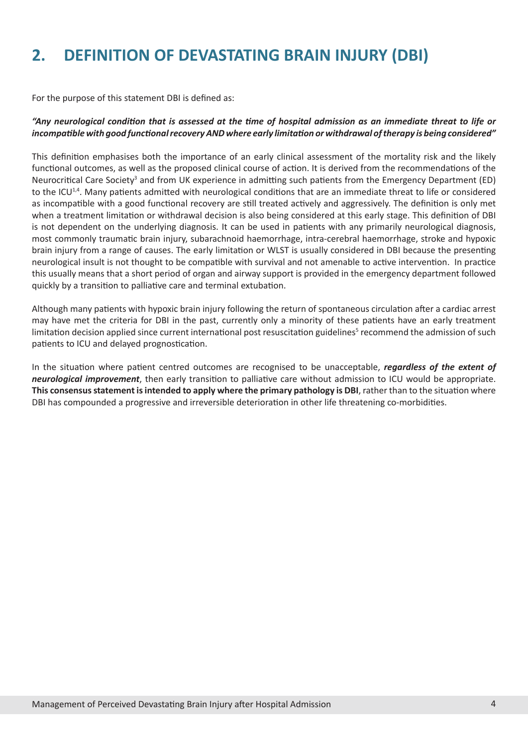# 2. DEFINITION OF DEVASTATING BRAIN INJURY (DBI)

For the purpose of this statement DBI is defined as:

***"Any neurological condition that is assessed at the time of hospital admission as an immediate threat to life or incompatible with good functional recovery AND where early limitation or withdrawal of therapy is being considered"***

This definition emphasises both the importance of an early clinical assessment of the mortality risk and the likely functional outcomes, as well as the proposed clinical course of action. It is derived from the recommendations of the Neurocritical Care Society[3] and from UK experience in admitting such patients from the Emergency Department (ED) to the ICU[1,4]. Many patients admitted with neurological conditions that are an immediate threat to life or considered as incompatible with a good functional recovery are still treated actively and aggressively. The definition is only met when a treatment limitation or withdrawal decision is also being considered at this early stage. This definition of DBI is not dependent on the underlying diagnosis. It can be used in patients with any primarily neurological diagnosis, most commonly traumatic brain injury, subarachnoid haemorrhage, intra-cerebral haemorrhage, stroke and hypoxic brain injury from a range of causes. The early limitation or WLST is usually considered in DBI because the presenting neurological insult is not thought to be compatible with survival and not amenable to active intervention. In practice this usually means that a short period of organ and airway support is provided in the emergency department followed quickly by a transition to palliative care and terminal extubation.

Although many patients with hypoxic brain injury following the return of spontaneous circulation after a cardiac arrest may have met the criteria for DBI in the past, currently only a minority of these patients have an early treatment limitation decision applied since current international post resuscitation guidelines[5] recommend the admission of such patients to ICU and delayed prognostication.

In the situation where patient centred outcomes are recognised to be unacceptable, ***regardless of the extent of neurological improvement***, then early transition to palliative care without admission to ICU would be appropriate. **This consensus statement is intended to apply where the primary pathology is DBI**, rather than to the situation where DBI has compounded a progressive and irreversible deterioration in other life threatening co-morbidities.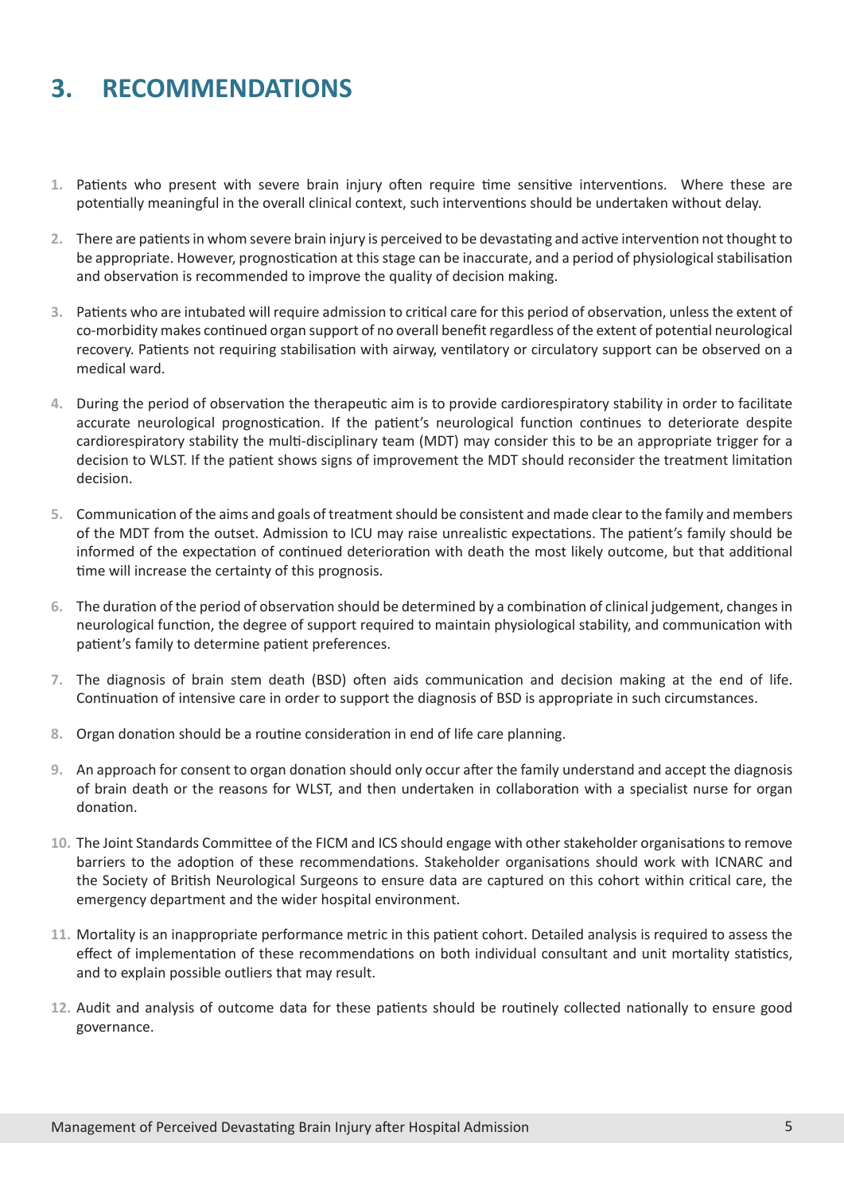# 3. RECOMMENDATIONS

1. Patients who present with severe brain injury often require time sensitive interventions. Where these are potentially meaningful in the overall clinical context, such interventions should be undertaken without delay.

2. There are patients in whom severe brain injury is perceived to be devastating and active intervention not thought to be appropriate. However, prognostication at this stage can be inaccurate, and a period of physiological stabilisation and observation is recommended to improve the quality of decision making.

3. Patients who are intubated will require admission to critical care for this period of observation, unless the extent of co-morbidity makes continued organ support of no overall benefit regardless of the extent of potential neurological recovery. Patients not requiring stabilisation with airway, ventilatory or circulatory support can be observed on a medical ward.

4. During the period of observation the therapeutic aim is to provide cardiorespiratory stability in order to facilitate accurate neurological prognostication. If the patient's neurological function continues to deteriorate despite cardiorespiratory stability the multi-disciplinary team (MDT) may consider this to be an appropriate trigger for a decision to WLST. If the patient shows signs of improvement the MDT should reconsider the treatment limitation decision.

5. Communication of the aims and goals of treatment should be consistent and made clear to the family and members of the MDT from the outset. Admission to ICU may raise unrealistic expectations. The patient's family should be informed of the expectation of continued deterioration with death the most likely outcome, but that additional time will increase the certainty of this prognosis.

6. The duration of the period of observation should be determined by a combination of clinical judgement, changes in neurological function, the degree of support required to maintain physiological stability, and communication with patient's family to determine patient preferences.

7. The diagnosis of brain stem death (BSD) often aids communication and decision making at the end of life. Continuation of intensive care in order to support the diagnosis of BSD is appropriate in such circumstances.

8. Organ donation should be a routine consideration in end of life care planning.

9. An approach for consent to organ donation should only occur after the family understand and accept the diagnosis of brain death or the reasons for WLST, and then undertaken in collaboration with a specialist nurse for organ donation.

10. The Joint Standards Committee of the FICM and ICS should engage with other stakeholder organisations to remove barriers to the adoption of these recommendations. Stakeholder organisations should work with ICNARC and the Society of British Neurological Surgeons to ensure data are captured on this cohort within critical care, the emergency department and the wider hospital environment.

11. Mortality is an inappropriate performance metric in this patient cohort. Detailed analysis is required to assess the effect of implementation of these recommendations on both individual consultant and unit mortality statistics, and to explain possible outliers that may result.

12. Audit and analysis of outcome data for these patients should be routinely collected nationally to ensure good governance.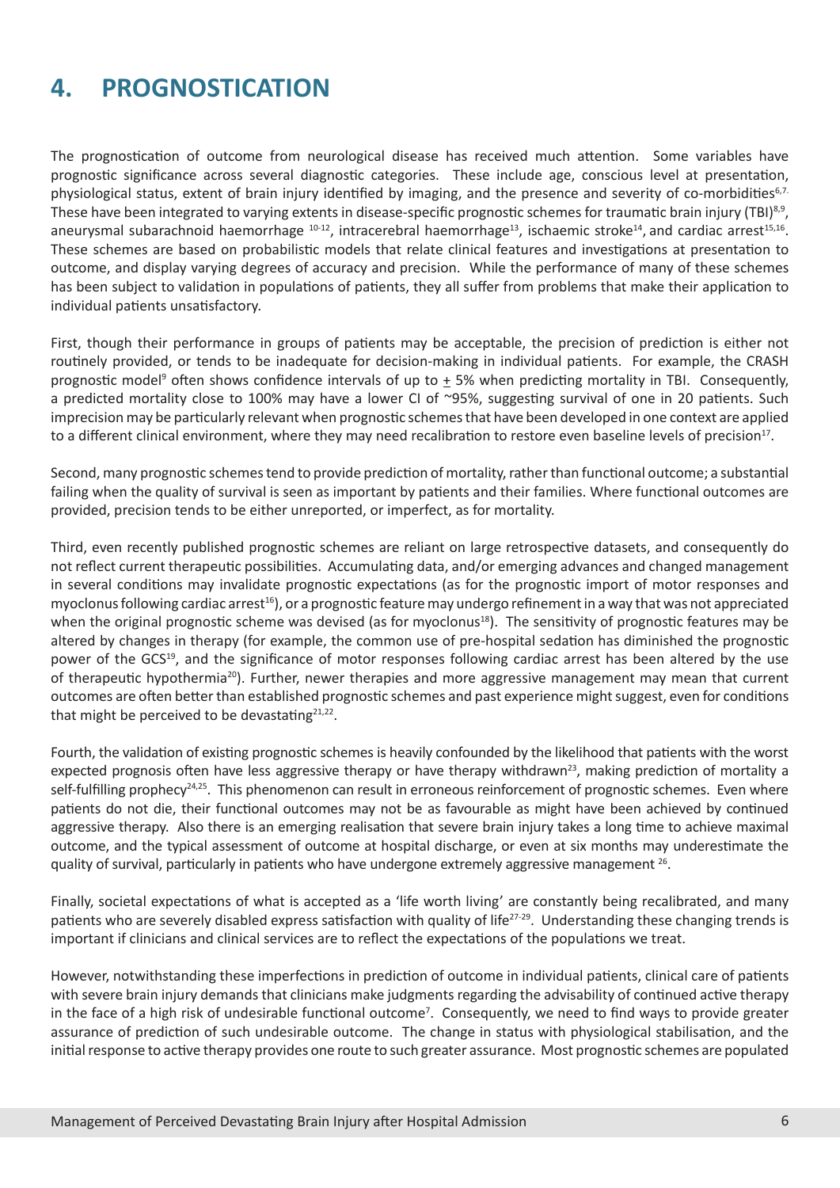# 4. PROGNOSTICATION

The prognostication of outcome from neurological disease has received much attention. Some variables have prognostic significance across several diagnostic categories. These include age, conscious level at presentation, physiological status, extent of brain injury identified by imaging, and the presence and severity of co-morbidities[6,7]. These have been integrated to varying extents in disease-specific prognostic schemes for traumatic brain injury (TBI)[8,9], aneurysmal subarachnoid haemorrhage [10-12], intracerebral haemorrhage[13], ischaemic stroke[14], and cardiac arrest[15,16]. These schemes are based on probabilistic models that relate clinical features and investigations at presentation to outcome, and display varying degrees of accuracy and precision. While the performance of many of these schemes has been subject to validation in populations of patients, they all suffer from problems that make their application to individual patients unsatisfactory.

First, though their performance in groups of patients may be acceptable, the precision of prediction is either not routinely provided, or tends to be inadequate for decision-making in individual patients. For example, the CRASH prognostic model[9] often shows confidence intervals of up to ± 5% when predicting mortality in TBI. Consequently, a predicted mortality close to 100% may have a lower CI of ~95%, suggesting survival of one in 20 patients. Such imprecision may be particularly relevant when prognostic schemes that have been developed in one context are applied to a different clinical environment, where they may need recalibration to restore even baseline levels of precision[17].

Second, many prognostic schemes tend to provide prediction of mortality, rather than functional outcome; a substantial failing when the quality of survival is seen as important by patients and their families. Where functional outcomes are provided, precision tends to be either unreported, or imperfect, as for mortality.

Third, even recently published prognostic schemes are reliant on large retrospective datasets, and consequently do not reflect current therapeutic possibilities. Accumulating data, and/or emerging advances and changed management in several conditions may invalidate prognostic expectations (as for the prognostic import of motor responses and myoclonus following cardiac arrest[16]), or a prognostic feature may undergo refinement in a way that was not appreciated when the original prognostic scheme was devised (as for myoclonus[18]). The sensitivity of prognostic features may be altered by changes in therapy (for example, the common use of pre-hospital sedation has diminished the prognostic power of the GCS[19], and the significance of motor responses following cardiac arrest has been altered by the use of therapeutic hypothermia[20]). Further, newer therapies and more aggressive management may mean that current outcomes are often better than established prognostic schemes and past experience might suggest, even for conditions that might be perceived to be devastating[21,22].

Fourth, the validation of existing prognostic schemes is heavily confounded by the likelihood that patients with the worst expected prognosis often have less aggressive therapy or have therapy withdrawn[23], making prediction of mortality a self-fulfilling prophecy[24,25]. This phenomenon can result in erroneous reinforcement of prognostic schemes. Even where patients do not die, their functional outcomes may not be as favourable as might have been achieved by continued aggressive therapy. Also there is an emerging realisation that severe brain injury takes a long time to achieve maximal outcome, and the typical assessment of outcome at hospital discharge, or even at six months may underestimate the quality of survival, particularly in patients who have undergone extremely aggressive management [26].

Finally, societal expectations of what is accepted as a 'life worth living' are constantly being recalibrated, and many patients who are severely disabled express satisfaction with quality of life[27-29]. Understanding these changing trends is important if clinicians and clinical services are to reflect the expectations of the populations we treat.

However, notwithstanding these imperfections in prediction of outcome in individual patients, clinical care of patients with severe brain injury demands that clinicians make judgments regarding the advisability of continued active therapy in the face of a high risk of undesirable functional outcome[7]. Consequently, we need to find ways to provide greater assurance of prediction of such undesirable outcome. The change in status with physiological stabilisation, and the initial response to active therapy provides one route to such greater assurance. Most prognostic schemes are populated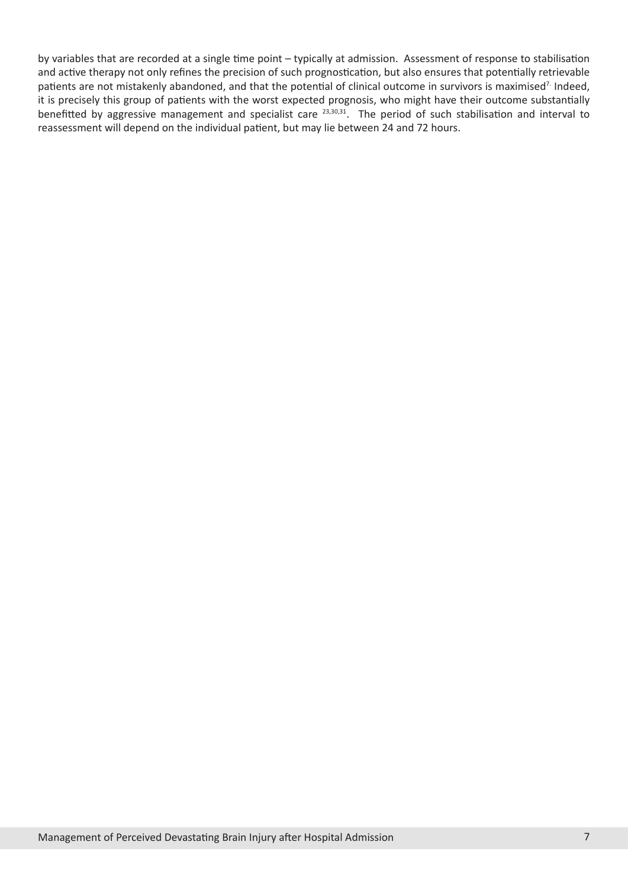by variables that are recorded at a single time point – typically at admission. Assessment of response to stabilisation and active therapy not only refines the precision of such prognostication, but also ensures that potentially retrievable patients are not mistakenly abandoned, and that the potential of clinical outcome in survivors is maximised[7]. Indeed, it is precisely this group of patients with the worst expected prognosis, who might have their outcome substantially benefitted by aggressive management and specialist care [23,30,31]. The period of such stabilisation and interval to reassessment will depend on the individual patient, but may lie between 24 and 72 hours.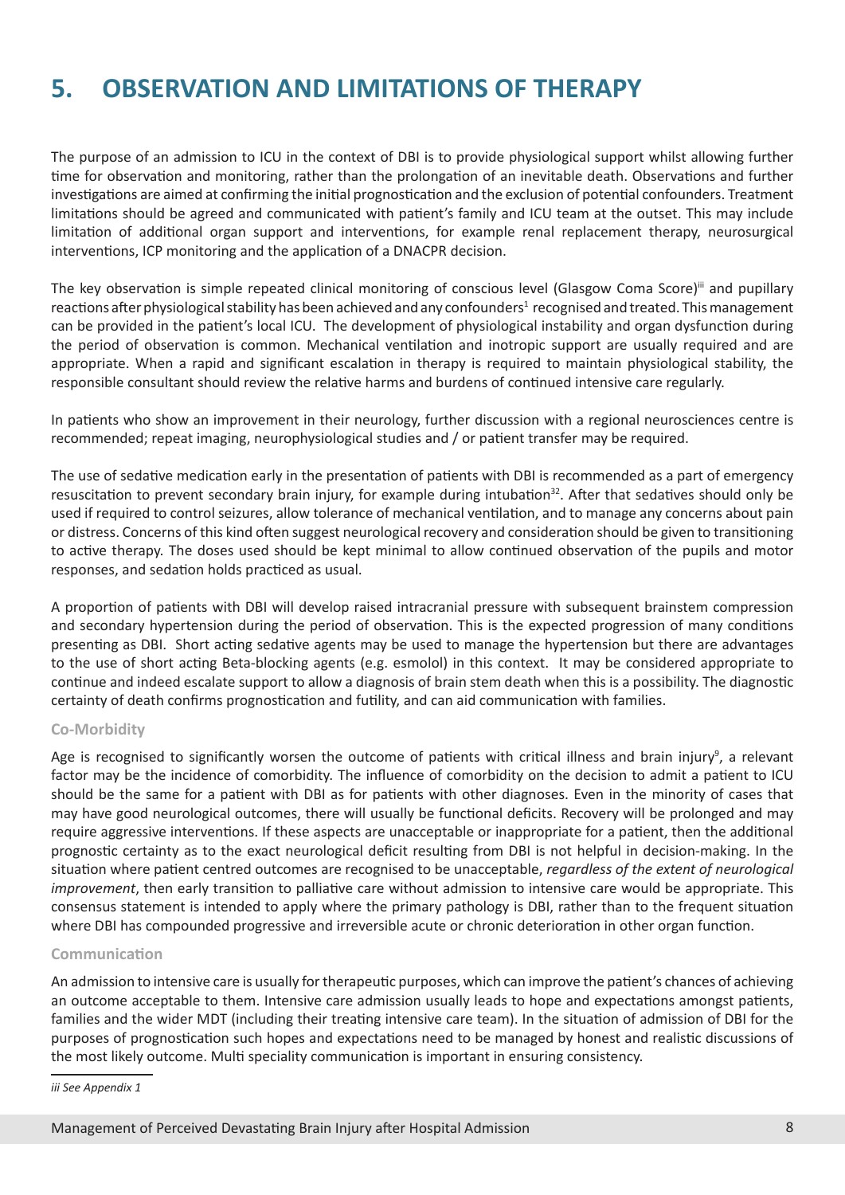# 5. OBSERVATION AND LIMITATIONS OF THERAPY

The purpose of an admission to ICU in the context of DBI is to provide physiological support whilst allowing further time for observation and monitoring, rather than the prolongation of an inevitable death. Observations and further investigations are aimed at confirming the initial prognostication and the exclusion of potential confounders. Treatment limitations should be agreed and communicated with patient's family and ICU team at the outset. This may include limitation of additional organ support and interventions, for example renal replacement therapy, neurosurgical interventions, ICP monitoring and the application of a DNACPR decision.

The key observation is simple repeated clinical monitoring of conscious level (Glasgow Coma Score)[iii] and pupillary reactions after physiological stability has been achieved and any confounders[1] recognised and treated. This management can be provided in the patient's local ICU. The development of physiological instability and organ dysfunction during the period of observation is common. Mechanical ventilation and inotropic support are usually required and are appropriate. When a rapid and significant escalation in therapy is required to maintain physiological stability, the responsible consultant should review the relative harms and burdens of continued intensive care regularly.

In patients who show an improvement in their neurology, further discussion with a regional neurosciences centre is recommended; repeat imaging, neurophysiological studies and / or patient transfer may be required.

The use of sedative medication early in the presentation of patients with DBI is recommended as a part of emergency resuscitation to prevent secondary brain injury, for example during intubation[32]. After that sedatives should only be used if required to control seizures, allow tolerance of mechanical ventilation, and to manage any concerns about pain or distress. Concerns of this kind often suggest neurological recovery and consideration should be given to transitioning to active therapy. The doses used should be kept minimal to allow continued observation of the pupils and motor responses, and sedation holds practiced as usual.

A proportion of patients with DBI will develop raised intracranial pressure with subsequent brainstem compression and secondary hypertension during the period of observation. This is the expected progression of many conditions presenting as DBI. Short acting sedative agents may be used to manage the hypertension but there are advantages to the use of short acting Beta-blocking agents (e.g. esmolol) in this context. It may be considered appropriate to continue and indeed escalate support to allow a diagnosis of brain stem death when this is a possibility. The diagnostic certainty of death confirms prognostication and futility, and can aid communication with families.

### Co-Morbidity

Age is recognised to significantly worsen the outcome of patients with critical illness and brain injury[9], a relevant factor may be the incidence of comorbidity. The influence of comorbidity on the decision to admit a patient to ICU should be the same for a patient with DBI as for patients with other diagnoses. Even in the minority of cases that may have good neurological outcomes, there will usually be functional deficits. Recovery will be prolonged and may require aggressive interventions. If these aspects are unacceptable or inappropriate for a patient, then the additional prognostic certainty as to the exact neurological deficit resulting from DBI is not helpful in decision-making. In the situation where patient centred outcomes are recognised to be unacceptable, *regardless of the extent of neurological improvement*, then early transition to palliative care without admission to intensive care would be appropriate. This consensus statement is intended to apply where the primary pathology is DBI, rather than to the frequent situation where DBI has compounded progressive and irreversible acute or chronic deterioration in other organ function.

### Communication

An admission to intensive care is usually for therapeutic purposes, which can improve the patient's chances of achieving an outcome acceptable to them. Intensive care admission usually leads to hope and expectations amongst patients, families and the wider MDT (including their treating intensive care team). In the situation of admission of DBI for the purposes of prognostication such hopes and expectations need to be managed by honest and realistic discussions of the most likely outcome. Multi speciality communication is important in ensuring consistency.

*iii See Appendix 1*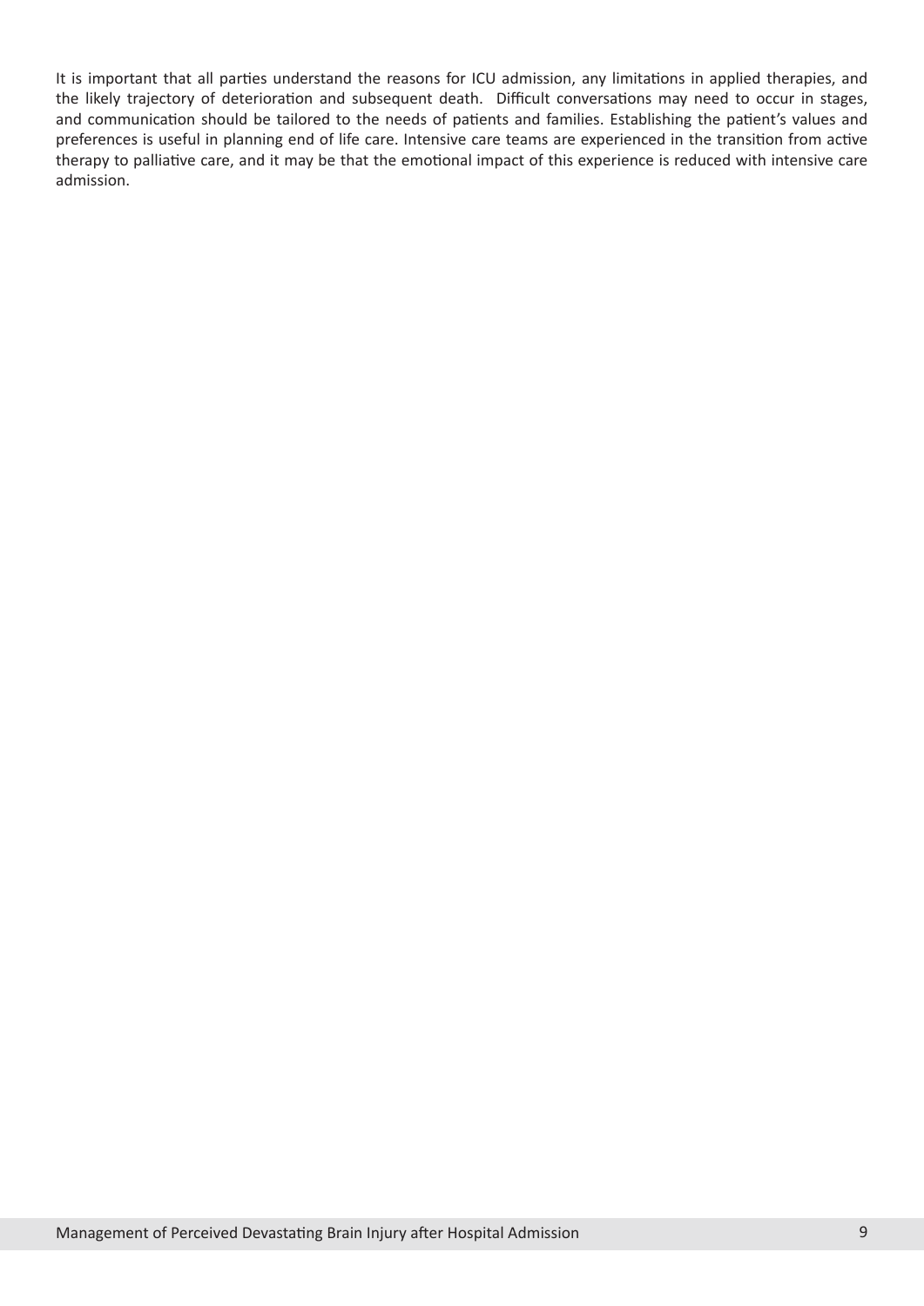It is important that all parties understand the reasons for ICU admission, any limitations in applied therapies, and the likely trajectory of deterioration and subsequent death. Difficult conversations may need to occur in stages, and communication should be tailored to the needs of patients and families. Establishing the patient's values and preferences is useful in planning end of life care. Intensive care teams are experienced in the transition from active therapy to palliative care, and it may be that the emotional impact of this experience is reduced with intensive care admission.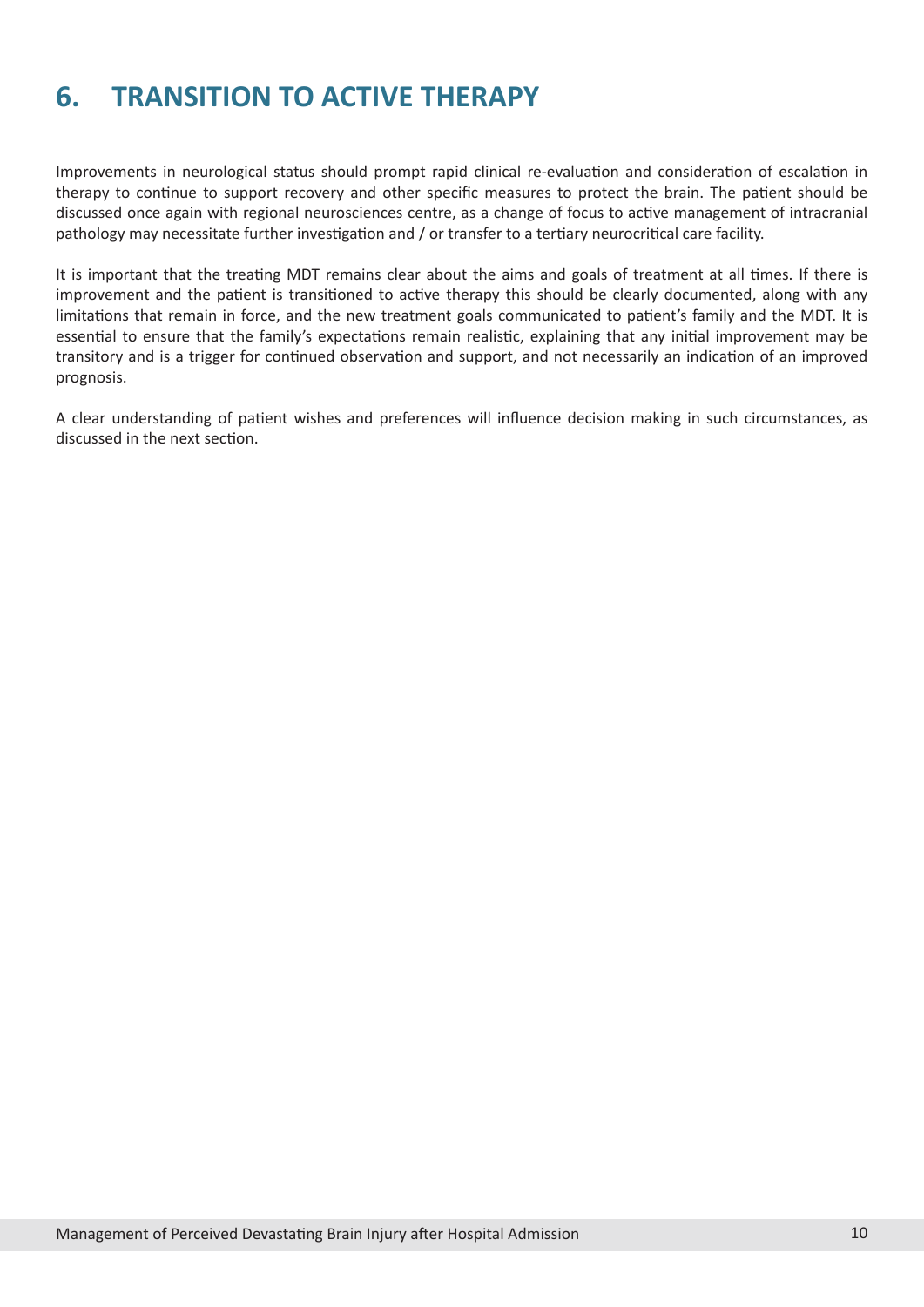# 6. TRANSITION TO ACTIVE THERAPY

Improvements in neurological status should prompt rapid clinical re-evaluation and consideration of escalation in therapy to continue to support recovery and other specific measures to protect the brain. The patient should be discussed once again with regional neurosciences centre, as a change of focus to active management of intracranial pathology may necessitate further investigation and / or transfer to a tertiary neurocritical care facility.

It is important that the treating MDT remains clear about the aims and goals of treatment at all times. If there is improvement and the patient is transitioned to active therapy this should be clearly documented, along with any limitations that remain in force, and the new treatment goals communicated to patient's family and the MDT. It is essential to ensure that the family's expectations remain realistic, explaining that any initial improvement may be transitory and is a trigger for continued observation and support, and not necessarily an indication of an improved prognosis.

A clear understanding of patient wishes and preferences will influence decision making in such circumstances, as discussed in the next section.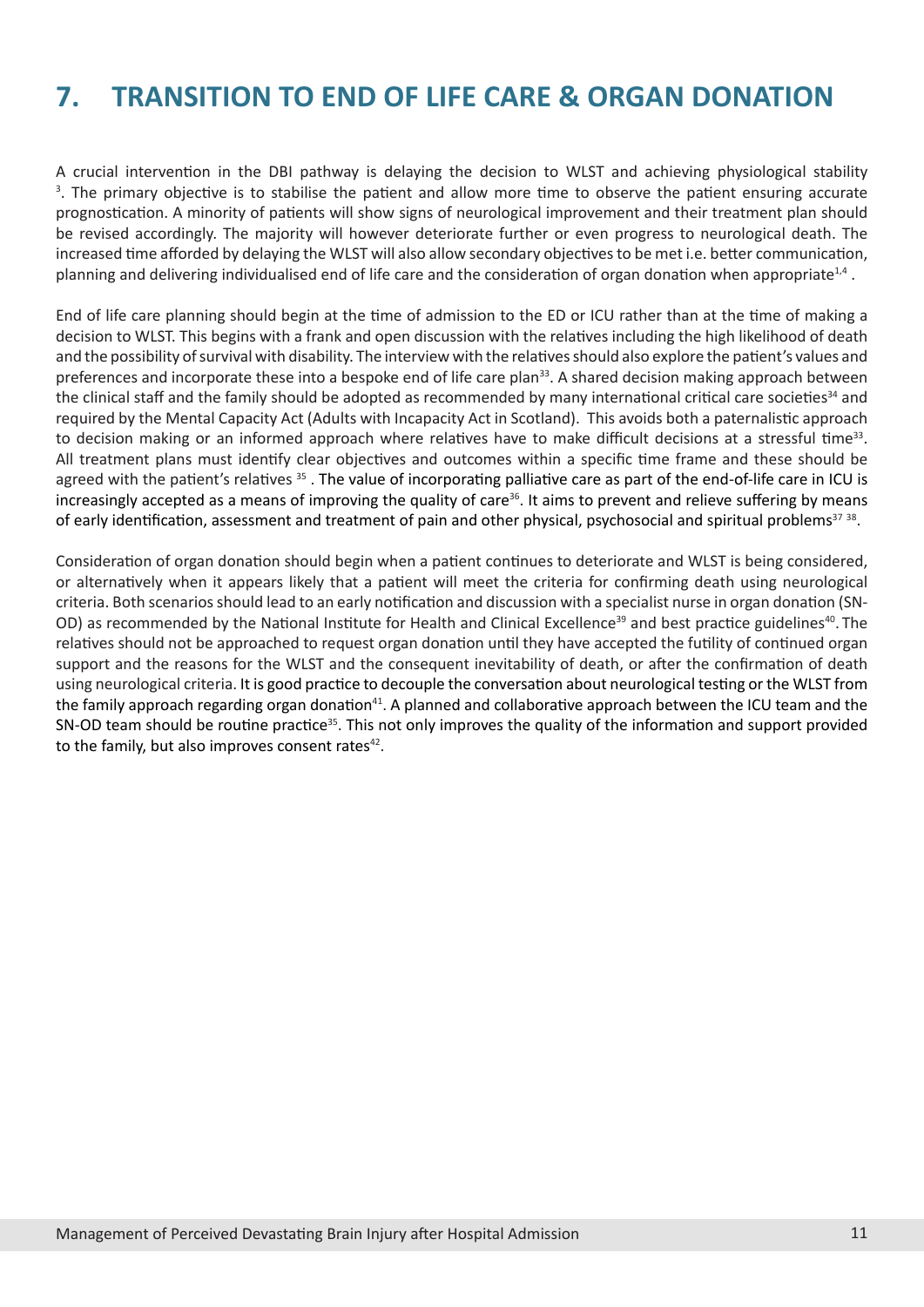# 7. TRANSITION TO END OF LIFE CARE & ORGAN DONATION

A crucial intervention in the DBI pathway is delaying the decision to WLST and achieving physiological stability [3]. The primary objective is to stabilise the patient and allow more time to observe the patient ensuring accurate prognostication. A minority of patients will show signs of neurological improvement and their treatment plan should be revised accordingly. The majority will however deteriorate further or even progress to neurological death. The increased time afforded by delaying the WLST will also allow secondary objectives to be met i.e. better communication, planning and delivering individualised end of life care and the consideration of organ donation when appropriate[1,4] .

End of life care planning should begin at the time of admission to the ED or ICU rather than at the time of making a decision to WLST. This begins with a frank and open discussion with the relatives including the high likelihood of death and the possibility of survival with disability. The interview with the relatives should also explore the patient's values and preferences and incorporate these into a bespoke end of life care plan[33]. A shared decision making approach between the clinical staff and the family should be adopted as recommended by many international critical care societies[34] and required by the Mental Capacity Act (Adults with Incapacity Act in Scotland). This avoids both a paternalistic approach to decision making or an informed approach where relatives have to make difficult decisions at a stressful time[33]. All treatment plans must identify clear objectives and outcomes within a specific time frame and these should be agreed with the patient's relatives [35] . The value of incorporating palliative care as part of the end-of-life care in ICU is increasingly accepted as a means of improving the quality of care[36]. It aims to prevent and relieve suffering by means of early identification, assessment and treatment of pain and other physical, psychosocial and spiritual problems[37 38].

Consideration of organ donation should begin when a patient continues to deteriorate and WLST is being considered, or alternatively when it appears likely that a patient will meet the criteria for confirming death using neurological criteria. Both scenarios should lead to an early notification and discussion with a specialist nurse in organ donation (SN-OD) as recommended by the National Institute for Health and Clinical Excellence[39] and best practice guidelines[40]. The relatives should not be approached to request organ donation until they have accepted the futility of continued organ support and the reasons for the WLST and the consequent inevitability of death, or after the confirmation of death using neurological criteria. It is good practice to decouple the conversation about neurological testing or the WLST from the family approach regarding organ donation[41]. A planned and collaborative approach between the ICU team and the SN-OD team should be routine practice[35]. This not only improves the quality of the information and support provided to the family, but also improves consent rates[42].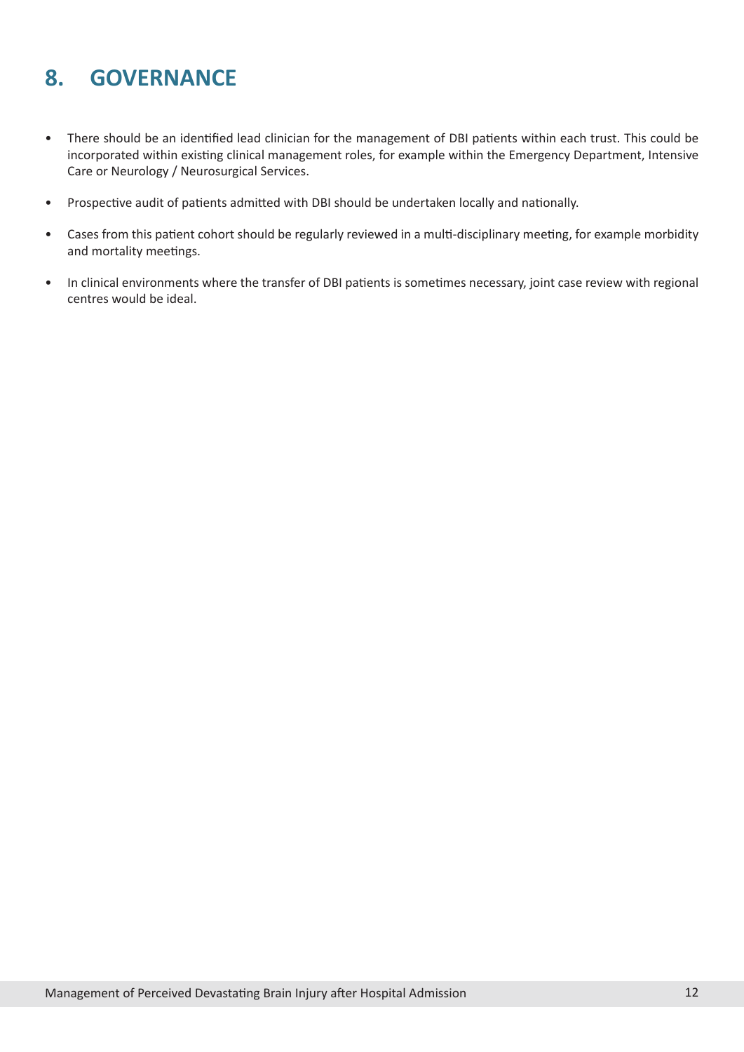# 8. GOVERNANCE

- There should be an identified lead clinician for the management of DBI patients within each trust. This could be incorporated within existing clinical management roles, for example within the Emergency Department, Intensive Care or Neurology / Neurosurgical Services.

- Prospective audit of patients admitted with DBI should be undertaken locally and nationally.

- Cases from this patient cohort should be regularly reviewed in a multi-disciplinary meeting, for example morbidity and mortality meetings.

- In clinical environments where the transfer of DBI patients is sometimes necessary, joint case review with regional centres would be ideal.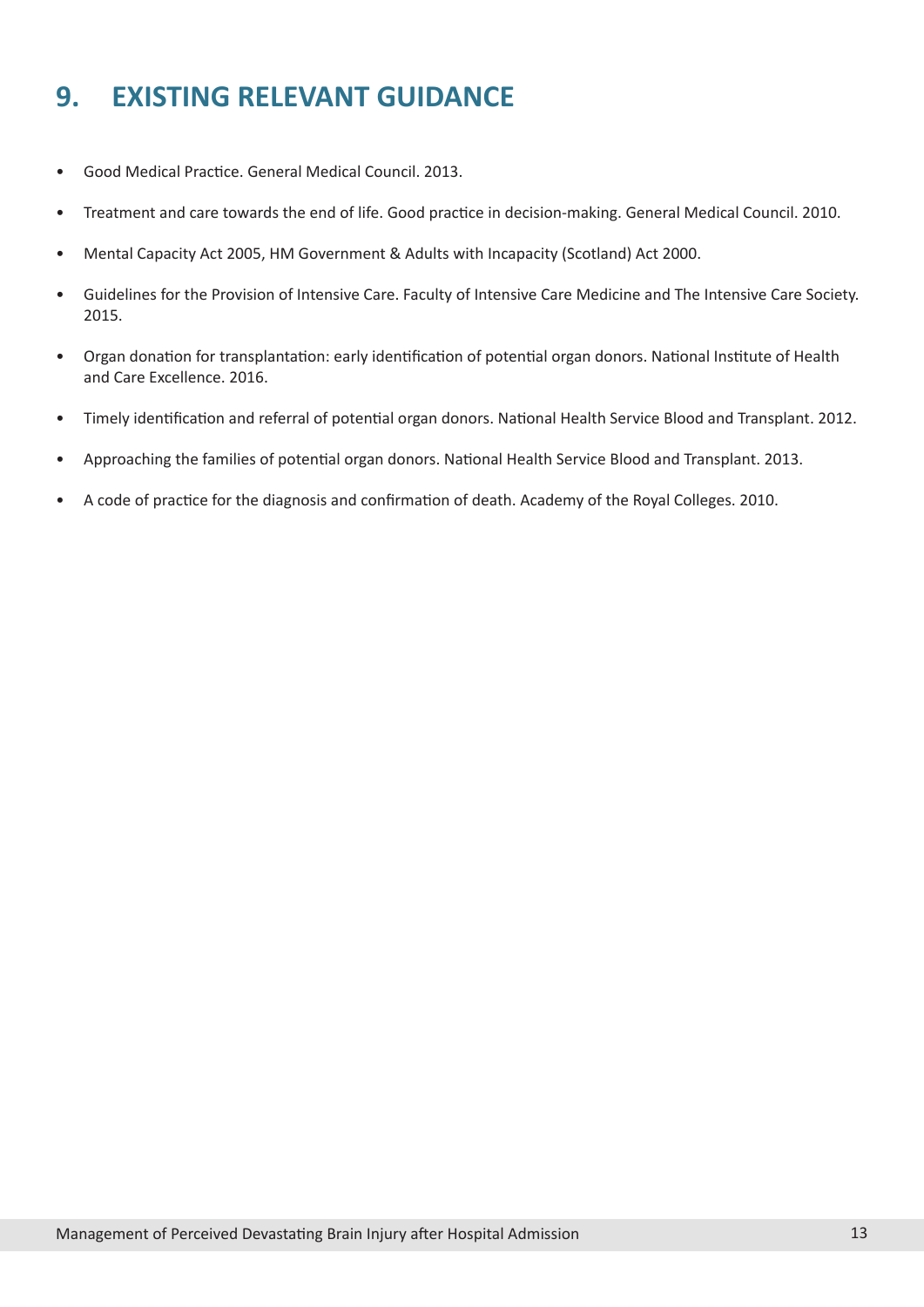# 9. EXISTING RELEVANT GUIDANCE

- Good Medical Practice. General Medical Council. 2013.
- Treatment and care towards the end of life. Good practice in decision-making. General Medical Council. 2010.
- Mental Capacity Act 2005, HM Government & Adults with Incapacity (Scotland) Act 2000.
- Guidelines for the Provision of Intensive Care. Faculty of Intensive Care Medicine and The Intensive Care Society. 2015.
- Organ donation for transplantation: early identification of potential organ donors. National Institute of Health and Care Excellence. 2016.
- Timely identification and referral of potential organ donors. National Health Service Blood and Transplant. 2012.
- Approaching the families of potential organ donors. National Health Service Blood and Transplant. 2013.
- A code of practice for the diagnosis and confirmation of death. Academy of the Royal Colleges. 2010.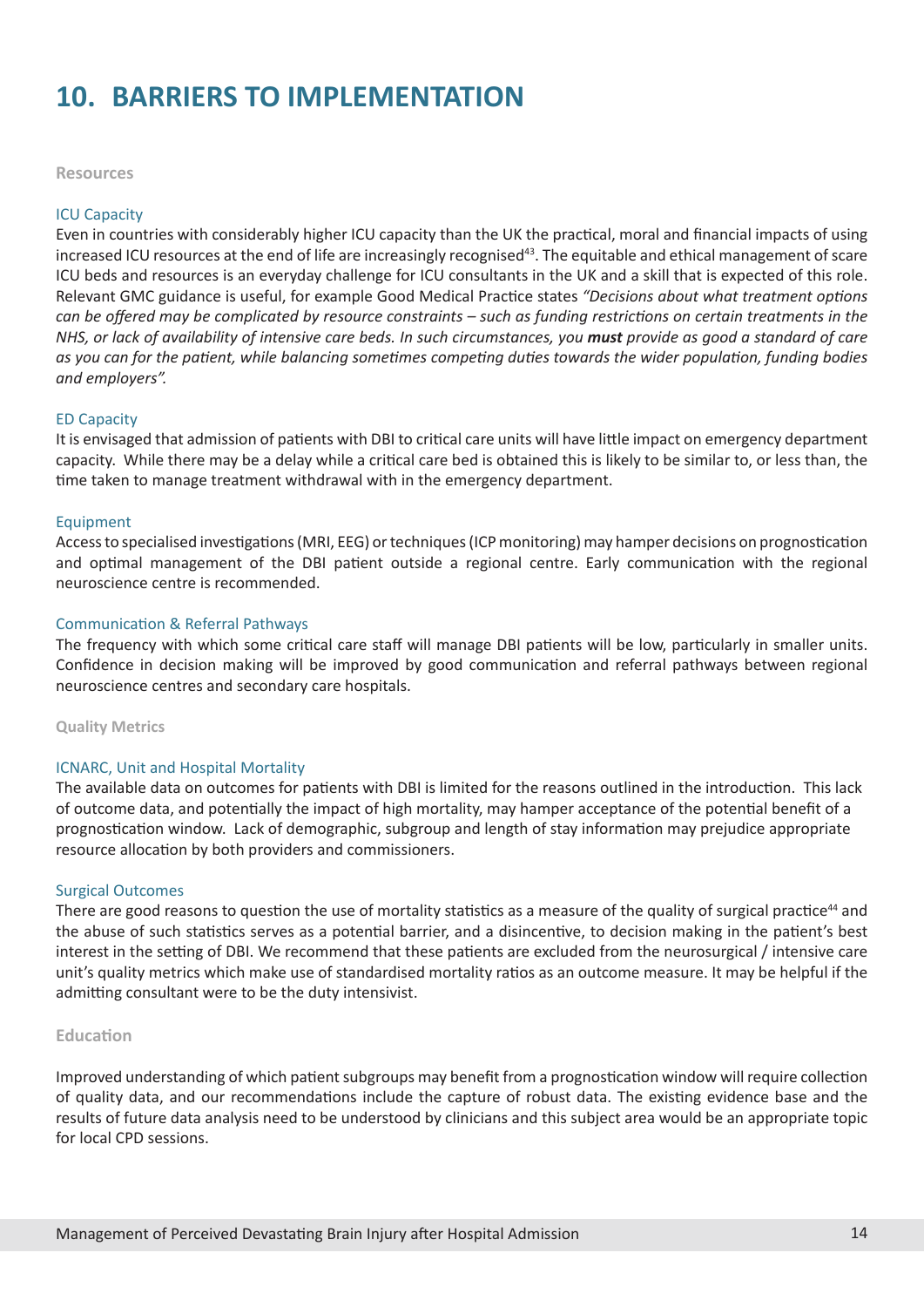# 10. BARRIERS TO IMPLEMENTATION

### Resources

#### ICU Capacity

Even in countries with considerably higher ICU capacity than the UK the practical, moral and financial impacts of using increased ICU resources at the end of life are increasingly recognised[43]. The equitable and ethical management of scare ICU beds and resources is an everyday challenge for ICU consultants in the UK and a skill that is expected of this role. Relevant GMC guidance is useful, for example Good Medical Practice states *"Decisions about what treatment options can be offered may be complicated by resource constraints – such as funding restrictions on certain treatments in the NHS, or lack of availability of intensive care beds. In such circumstances, you* ***must*** *provide as good a standard of care as you can for the patient, while balancing sometimes competing duties towards the wider population, funding bodies and employers".*

#### ED Capacity

It is envisaged that admission of patients with DBI to critical care units will have little impact on emergency department capacity. While there may be a delay while a critical care bed is obtained this is likely to be similar to, or less than, the time taken to manage treatment withdrawal with in the emergency department.

#### Equipment

Access to specialised investigations (MRI, EEG) or techniques (ICP monitoring) may hamper decisions on prognostication and optimal management of the DBI patient outside a regional centre. Early communication with the regional neuroscience centre is recommended.

#### Communication & Referral Pathways

The frequency with which some critical care staff will manage DBI patients will be low, particularly in smaller units. Confidence in decision making will be improved by good communication and referral pathways between regional neuroscience centres and secondary care hospitals.

### Quality Metrics

#### ICNARC, Unit and Hospital Mortality

The available data on outcomes for patients with DBI is limited for the reasons outlined in the introduction. This lack of outcome data, and potentially the impact of high mortality, may hamper acceptance of the potential benefit of a prognostication window. Lack of demographic, subgroup and length of stay information may prejudice appropriate resource allocation by both providers and commissioners.

#### Surgical Outcomes

There are good reasons to question the use of mortality statistics as a measure of the quality of surgical practice[44] and the abuse of such statistics serves as a potential barrier, and a disincentive, to decision making in the patient's best interest in the setting of DBI. We recommend that these patients are excluded from the neurosurgical / intensive care unit's quality metrics which make use of standardised mortality ratios as an outcome measure. It may be helpful if the admitting consultant were to be the duty intensivist.

### Education

Improved understanding of which patient subgroups may benefit from a prognostication window will require collection of quality data, and our recommendations include the capture of robust data. The existing evidence base and the results of future data analysis need to be understood by clinicians and this subject area would be an appropriate topic for local CPD sessions.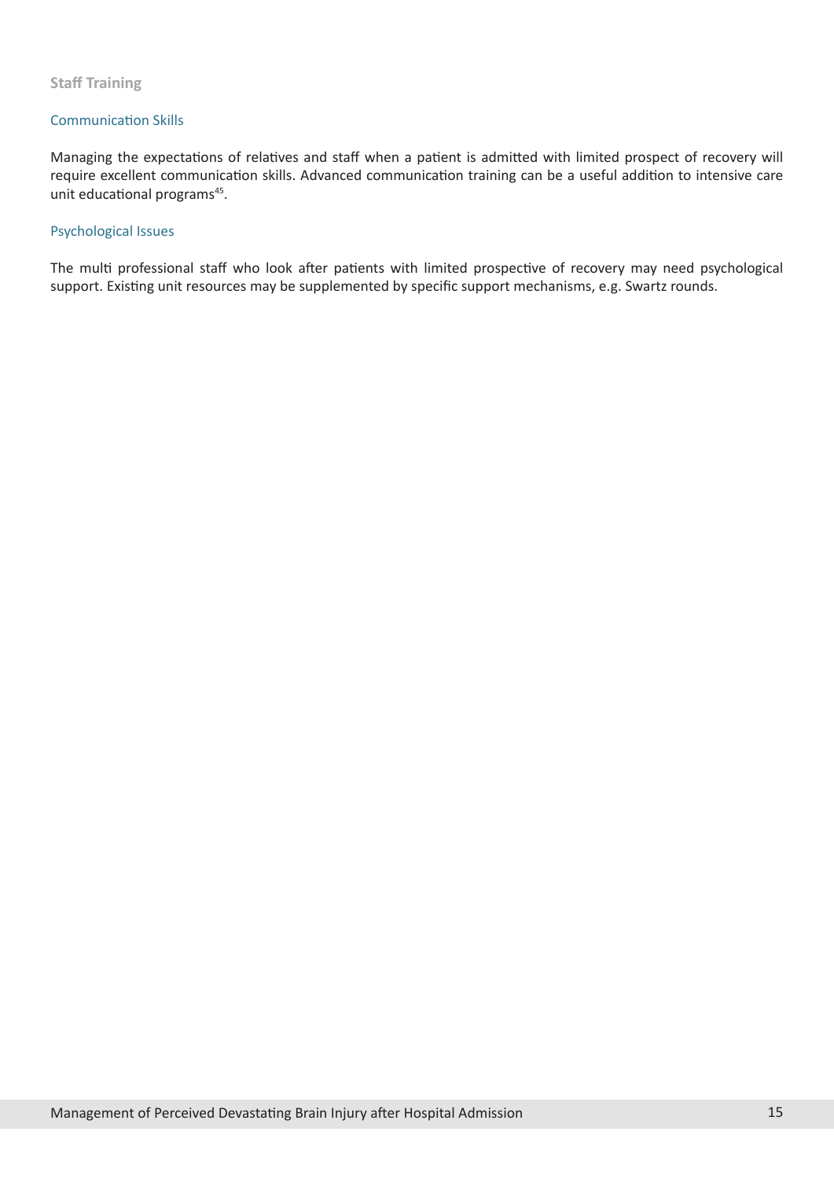## Staff Training

### Communication Skills

Managing the expectations of relatives and staff when a patient is admitted with limited prospect of recovery will require excellent communication skills. Advanced communication training can be a useful addition to intensive care unit educational programs[45].

### Psychological Issues

The multi professional staff who look after patients with limited prospective of recovery may need psychological support. Existing unit resources may be supplemented by specific support mechanisms, e.g. Swartz rounds.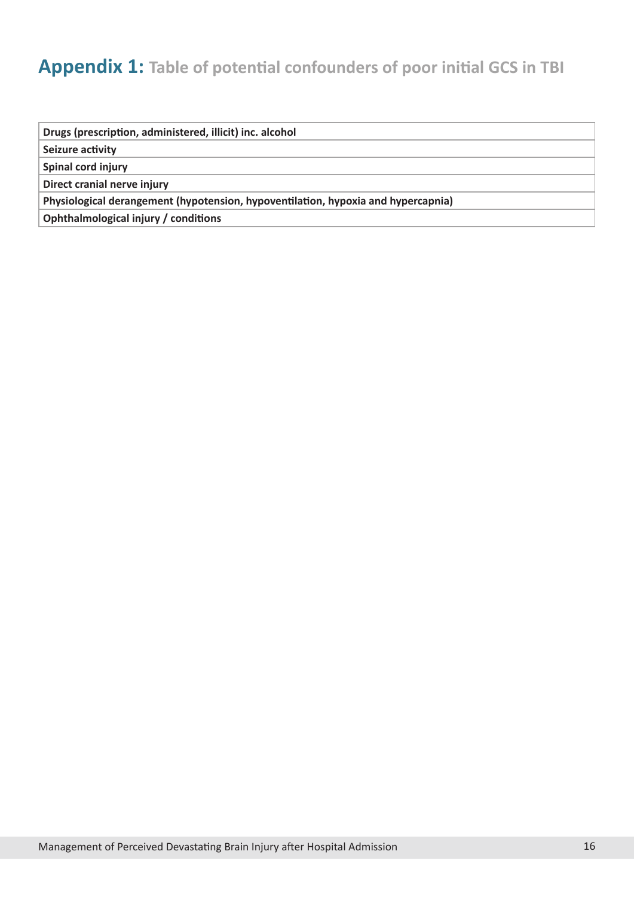# **Appendix 1:** Table of potential confounders of poor initial GCS in TBI

| |
|---|
| **Drugs (prescription, administered, illicit) inc. alcohol** |
| **Seizure activity** |
| **Spinal cord injury** |
| **Direct cranial nerve injury** |
| **Physiological derangement (hypotension, hypoventilation, hypoxia and hypercapnia)** |
| **Ophthalmological injury / conditions** |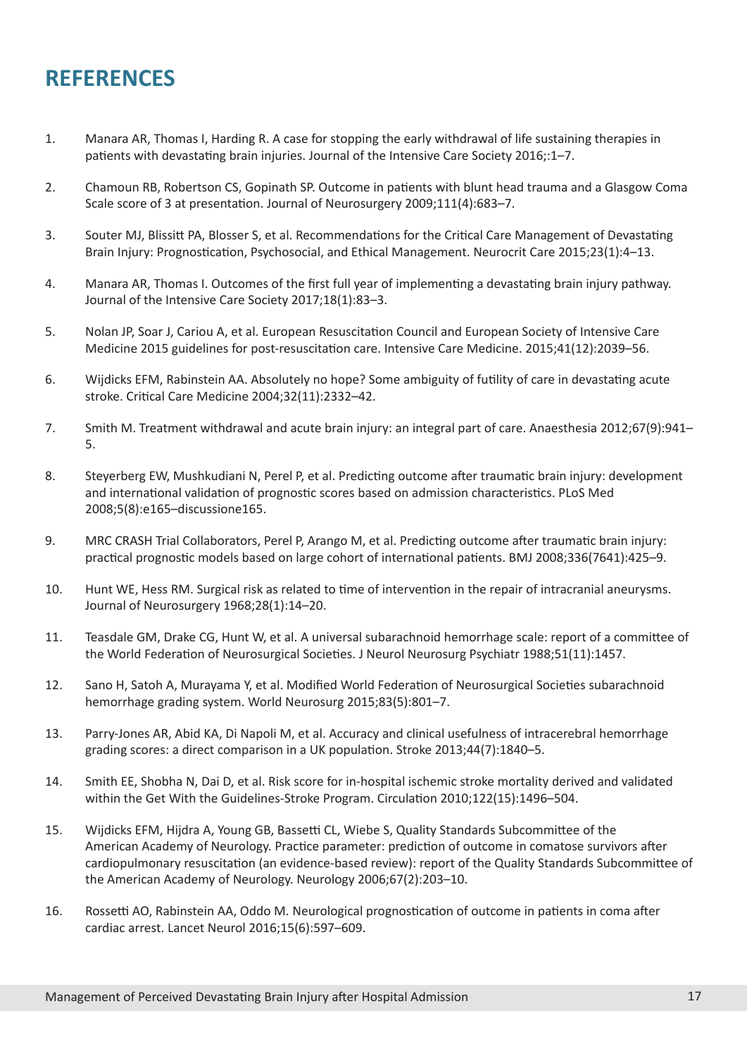# REFERENCES

1. Manara AR, Thomas I, Harding R. A case for stopping the early withdrawal of life sustaining therapies in patients with devastating brain injuries. Journal of the Intensive Care Society 2016;:1–7.
2. Chamoun RB, Robertson CS, Gopinath SP. Outcome in patients with blunt head trauma and a Glasgow Coma Scale score of 3 at presentation. Journal of Neurosurgery 2009;111(4):683–7.
3. Souter MJ, Blissitt PA, Blosser S, et al. Recommendations for the Critical Care Management of Devastating Brain Injury: Prognostication, Psychosocial, and Ethical Management. Neurocrit Care 2015;23(1):4–13.
4. Manara AR, Thomas I. Outcomes of the first full year of implementing a devastating brain injury pathway. Journal of the Intensive Care Society 2017;18(1):83–3.
5. Nolan JP, Soar J, Cariou A, et al. European Resuscitation Council and European Society of Intensive Care Medicine 2015 guidelines for post-resuscitation care. Intensive Care Medicine. 2015;41(12):2039–56.
6. Wijdicks EFM, Rabinstein AA. Absolutely no hope? Some ambiguity of futility of care in devastating acute stroke. Critical Care Medicine 2004;32(11):2332–42.
7. Smith M. Treatment withdrawal and acute brain injury: an integral part of care. Anaesthesia 2012;67(9):941–5.
8. Steyerberg EW, Mushkudiani N, Perel P, et al. Predicting outcome after traumatic brain injury: development and international validation of prognostic scores based on admission characteristics. PLoS Med 2008;5(8):e165–discussione165.
9. MRC CRASH Trial Collaborators, Perel P, Arango M, et al. Predicting outcome after traumatic brain injury: practical prognostic models based on large cohort of international patients. BMJ 2008;336(7641):425–9.
10. Hunt WE, Hess RM. Surgical risk as related to time of intervention in the repair of intracranial aneurysms. Journal of Neurosurgery 1968;28(1):14–20.
11. Teasdale GM, Drake CG, Hunt W, et al. A universal subarachnoid hemorrhage scale: report of a committee of the World Federation of Neurosurgical Societies. J Neurol Neurosurg Psychiatr 1988;51(11):1457.
12. Sano H, Satoh A, Murayama Y, et al. Modified World Federation of Neurosurgical Societies subarachnoid hemorrhage grading system. World Neurosurg 2015;83(5):801–7.
13. Parry-Jones AR, Abid KA, Di Napoli M, et al. Accuracy and clinical usefulness of intracerebral hemorrhage grading scores: a direct comparison in a UK population. Stroke 2013;44(7):1840–5.
14. Smith EE, Shobha N, Dai D, et al. Risk score for in-hospital ischemic stroke mortality derived and validated within the Get With the Guidelines-Stroke Program. Circulation 2010;122(15):1496–504.
15. Wijdicks EFM, Hijdra A, Young GB, Bassetti CL, Wiebe S, Quality Standards Subcommittee of the American Academy of Neurology. Practice parameter: prediction of outcome in comatose survivors after cardiopulmonary resuscitation (an evidence-based review): report of the Quality Standards Subcommittee of the American Academy of Neurology. Neurology 2006;67(2):203–10.
16. Rossetti AO, Rabinstein AA, Oddo M. Neurological prognostication of outcome in patients in coma after cardiac arrest. Lancet Neurol 2016;15(6):597–609.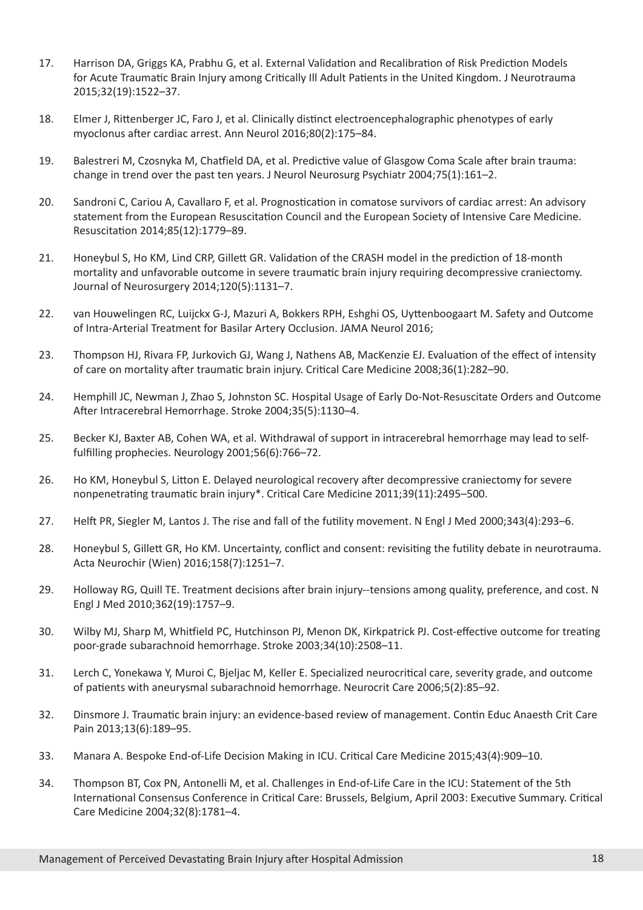17. Harrison DA, Griggs KA, Prabhu G, et al. External Validation and Recalibration of Risk Prediction Models for Acute Traumatic Brain Injury among Critically Ill Adult Patients in the United Kingdom. J Neurotrauma 2015;32(19):1522–37.

18. Elmer J, Rittenberger JC, Faro J, et al. Clinically distinct electroencephalographic phenotypes of early myoclonus after cardiac arrest. Ann Neurol 2016;80(2):175–84.

19. Balestreri M, Czosnyka M, Chatfield DA, et al. Predictive value of Glasgow Coma Scale after brain trauma: change in trend over the past ten years. J Neurol Neurosurg Psychiatr 2004;75(1):161–2.

20. Sandroni C, Cariou A, Cavallaro F, et al. Prognostication in comatose survivors of cardiac arrest: An advisory statement from the European Resuscitation Council and the European Society of Intensive Care Medicine. Resuscitation 2014;85(12):1779–89.

21. Honeybul S, Ho KM, Lind CRP, Gillett GR. Validation of the CRASH model in the prediction of 18-month mortality and unfavorable outcome in severe traumatic brain injury requiring decompressive craniectomy. Journal of Neurosurgery 2014;120(5):1131–7.

22. van Houwelingen RC, Luijckx G-J, Mazuri A, Bokkers RPH, Eshghi OS, Uyttenboogaart M. Safety and Outcome of Intra-Arterial Treatment for Basilar Artery Occlusion. JAMA Neurol 2016;

23. Thompson HJ, Rivara FP, Jurkovich GJ, Wang J, Nathens AB, MacKenzie EJ. Evaluation of the effect of intensity of care on mortality after traumatic brain injury. Critical Care Medicine 2008;36(1):282–90.

24. Hemphill JC, Newman J, Zhao S, Johnston SC. Hospital Usage of Early Do-Not-Resuscitate Orders and Outcome After Intracerebral Hemorrhage. Stroke 2004;35(5):1130–4.

25. Becker KJ, Baxter AB, Cohen WA, et al. Withdrawal of support in intracerebral hemorrhage may lead to self-fulfilling prophecies. Neurology 2001;56(6):766–72.

26. Ho KM, Honeybul S, Litton E. Delayed neurological recovery after decompressive craniectomy for severe nonpenetrating traumatic brain injury*. Critical Care Medicine 2011;39(11):2495–500.

27. Helft PR, Siegler M, Lantos J. The rise and fall of the futility movement. N Engl J Med 2000;343(4):293–6.

28. Honeybul S, Gillett GR, Ho KM. Uncertainty, conflict and consent: revisiting the futility debate in neurotrauma. Acta Neurochir (Wien) 2016;158(7):1251–7.

29. Holloway RG, Quill TE. Treatment decisions after brain injury--tensions among quality, preference, and cost. N Engl J Med 2010;362(19):1757–9.

30. Wilby MJ, Sharp M, Whitfield PC, Hutchinson PJ, Menon DK, Kirkpatrick PJ. Cost-effective outcome for treating poor-grade subarachnoid hemorrhage. Stroke 2003;34(10):2508–11.

31. Lerch C, Yonekawa Y, Muroi C, Bjeljac M, Keller E. Specialized neurocritical care, severity grade, and outcome of patients with aneurysmal subarachnoid hemorrhage. Neurocrit Care 2006;5(2):85–92.

32. Dinsmore J. Traumatic brain injury: an evidence-based review of management. Contin Educ Anaesth Crit Care Pain 2013;13(6):189–95.

33. Manara A. Bespoke End-of-Life Decision Making in ICU. Critical Care Medicine 2015;43(4):909–10.

34. Thompson BT, Cox PN, Antonelli M, et al. Challenges in End-of-Life Care in the ICU: Statement of the 5th International Consensus Conference in Critical Care: Brussels, Belgium, April 2003: Executive Summary. Critical Care Medicine 2004;32(8):1781–4.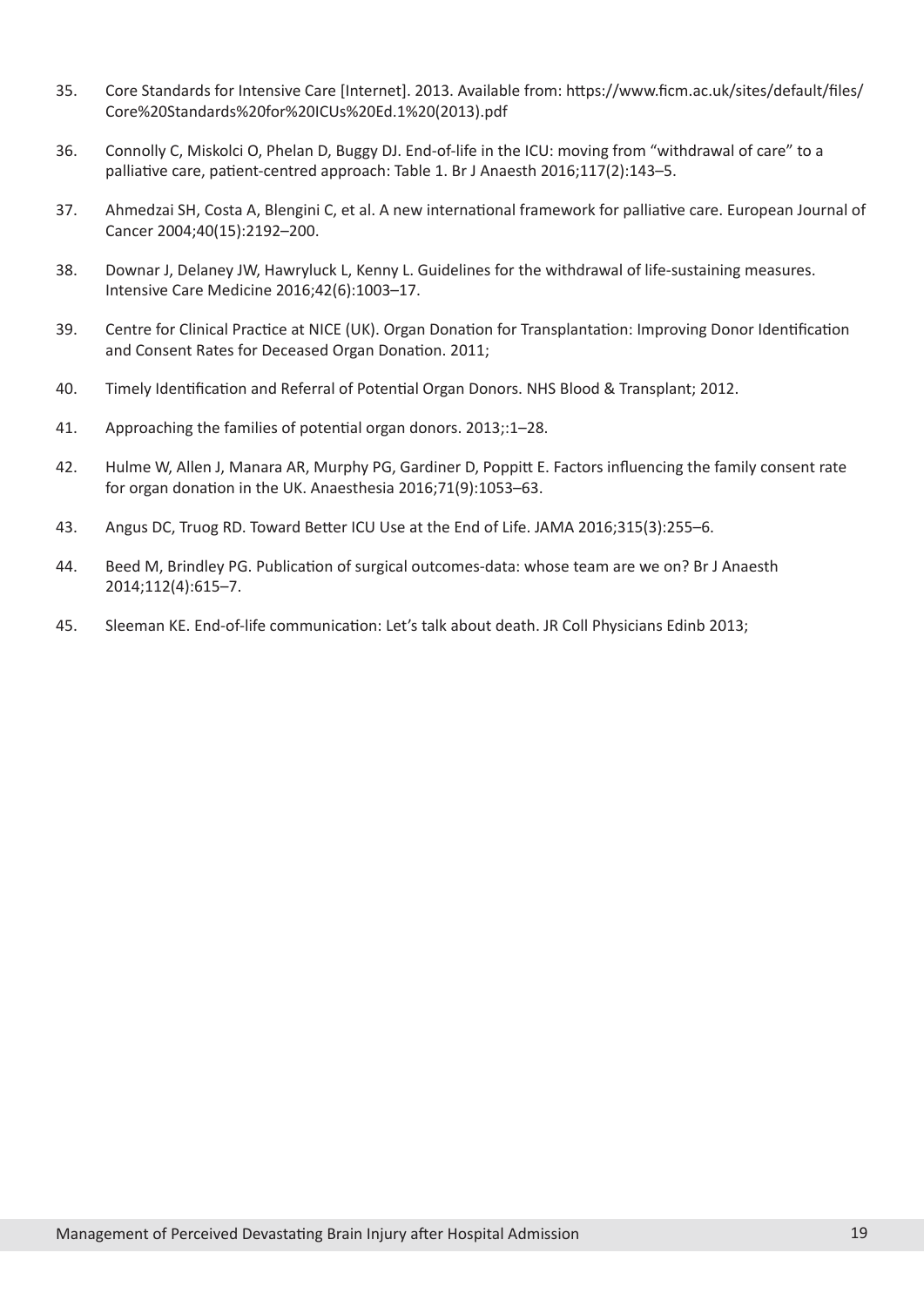35. Core Standards for Intensive Care [Internet]. 2013. Available from: https://www.ficm.ac.uk/sites/default/files/Core%20Standards%20for%20ICUs%20Ed.1%20(2013).pdf

36. Connolly C, Miskolci O, Phelan D, Buggy DJ. End-of-life in the ICU: moving from "withdrawal of care" to a palliative care, patient-centred approach: Table 1. Br J Anaesth 2016;117(2):143–5.

37. Ahmedzai SH, Costa A, Blengini C, et al. A new international framework for palliative care. European Journal of Cancer 2004;40(15):2192–200.

38. Downar J, Delaney JW, Hawryluck L, Kenny L. Guidelines for the withdrawal of life-sustaining measures. Intensive Care Medicine 2016;42(6):1003–17.

39. Centre for Clinical Practice at NICE (UK). Organ Donation for Transplantation: Improving Donor Identification and Consent Rates for Deceased Organ Donation. 2011;

40. Timely Identification and Referral of Potential Organ Donors. NHS Blood & Transplant; 2012.

41. Approaching the families of potential organ donors. 2013;:1–28.

42. Hulme W, Allen J, Manara AR, Murphy PG, Gardiner D, Poppitt E. Factors influencing the family consent rate for organ donation in the UK. Anaesthesia 2016;71(9):1053–63.

43. Angus DC, Truog RD. Toward Better ICU Use at the End of Life. JAMA 2016;315(3):255–6.

44. Beed M, Brindley PG. Publication of surgical outcomes-data: whose team are we on? Br J Anaesth 2014;112(4):615–7.

45. Sleeman KE. End-of-life communication: Let's talk about death. JR Coll Physicians Edinb 2013;